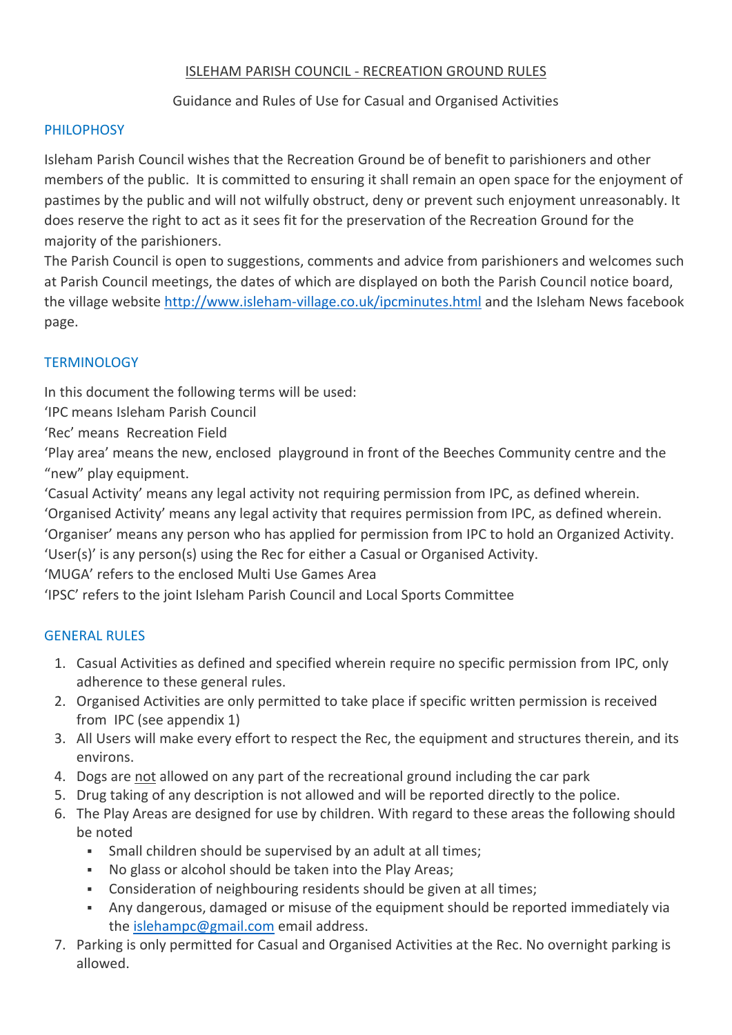# ISLEHAM PARISH COUNCIL - RECREATION GROUND RULES

Guidance and Rules of Use for Casual and Organised Activities

## PHILOPHOSY

Isleham Parish Council wishes that the Recreation Ground be of benefit to parishioners and other members of the public. It is committed to ensuring it shall remain an open space for the enjoyment of pastimes by the public and will not wilfully obstruct, deny or prevent such enjoyment unreasonably. It does reserve the right to act as it sees fit for the preservation of the Recreation Ground for the majority of the parishioners.

The Parish Council is open to suggestions, comments and advice from parishioners and welcomes such at Parish Council meetings, the dates of which are displayed on both the Parish Council notice board, the village website http://www.isleham-village.co.uk/ipcminutes.html and the Isleham News facebook page.

## TERMINOLOGY

In this document the following terms will be used:

'IPC means Isleham Parish Council

'Rec' means Recreation Field

'Play area' means the new, enclosed playground in front of the Beeches Community centre and the "new" play equipment.

'Casual Activity' means any legal activity not requiring permission from IPC, as defined wherein.

'Organised Activity' means any legal activity that requires permission from IPC, as defined wherein.

'Organiser' means any person who has applied for permission from IPC to hold an Organized Activity.

'User(s)' is any person(s) using the Rec for either a Casual or Organised Activity.

'MUGA' refers to the enclosed Multi Use Games Area

'IPSC' refers to the joint Isleham Parish Council and Local Sports Committee

## GENERAL RULES

1. Casual Activities as defined and specified wherein require no specific permission from IPC, only adherence to these general rules.
2. Organised Activities are only permitted to take place if specific written permission is received from IPC (see appendix 1)
3. All Users will make every effort to respect the Rec, the equipment and structures therein, and its environs.
4. Dogs are not allowed on any part of the recreational ground including the car park
5. Drug taking of any description is not allowed and will be reported directly to the police.
6. The Play Areas are designed for use by children. With regard to these areas the following should be noted
   - Small children should be supervised by an adult at all times;
   - No glass or alcohol should be taken into the Play Areas;
   - Consideration of neighbouring residents should be given at all times;
   - Any dangerous, damaged or misuse of the equipment should be reported immediately via the islehampc@gmail.com email address.
7. Parking is only permitted for Casual and Organised Activities at the Rec. No overnight parking is allowed.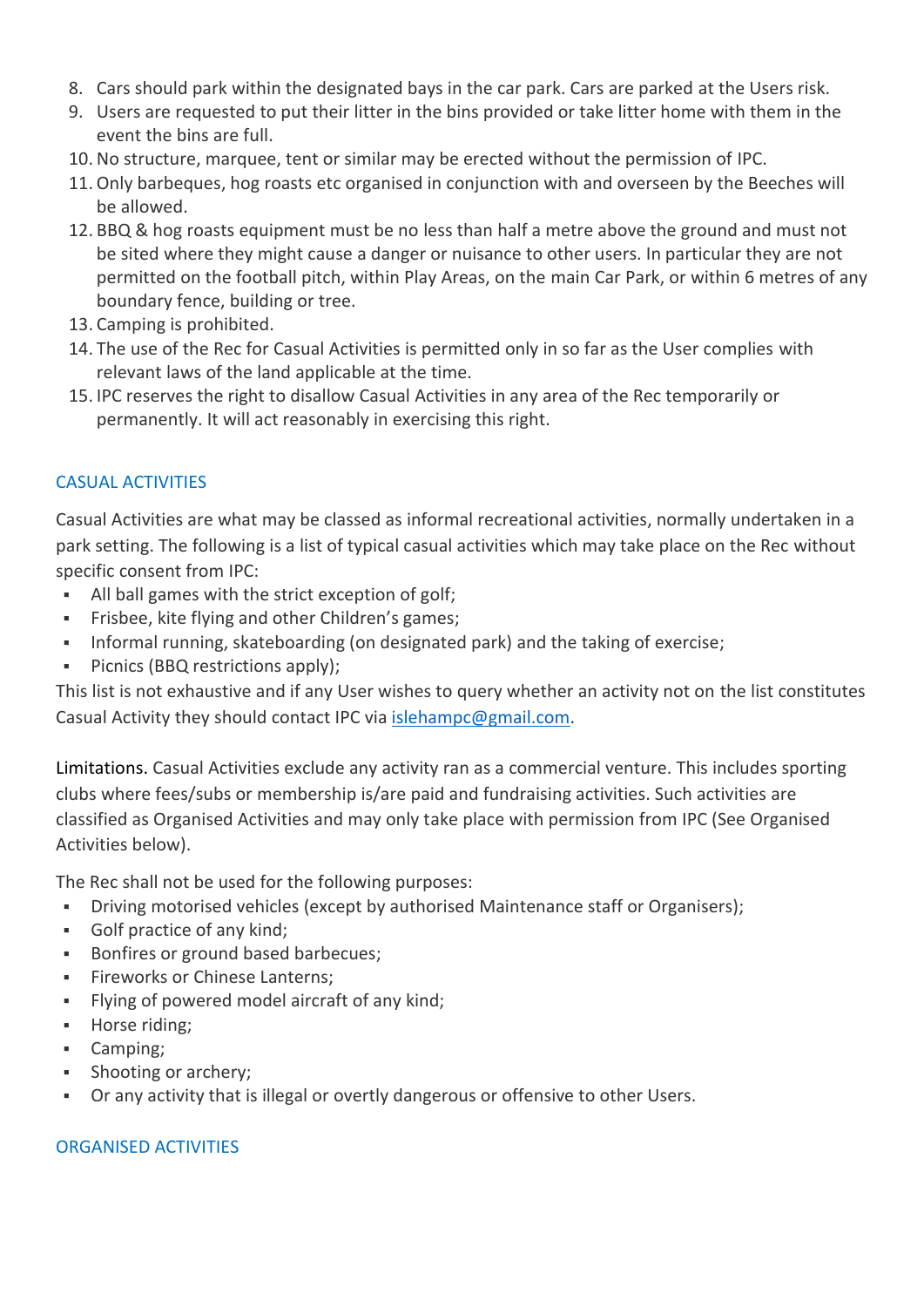8. Cars should park within the designated bays in the car park. Cars are parked at the Users risk.
9. Users are requested to put their litter in the bins provided or take litter home with them in the event the bins are full.
10. No structure, marquee, tent or similar may be erected without the permission of IPC.
11. Only barbeques, hog roasts etc organised in conjunction with and overseen by the Beeches will be allowed.
12. BBQ & hog roasts equipment must be no less than half a metre above the ground and must not be sited where they might cause a danger or nuisance to other users. In particular they are not permitted on the football pitch, within Play Areas, on the main Car Park, or within 6 metres of any boundary fence, building or tree.
13. Camping is prohibited.
14. The use of the Rec for Casual Activities is permitted only in so far as the User complies with relevant laws of the land applicable at the time.
15. IPC reserves the right to disallow Casual Activities in any area of the Rec temporarily or permanently. It will act reasonably in exercising this right.

## CASUAL ACTIVITIES

Casual Activities are what may be classed as informal recreational activities, normally undertaken in a park setting. The following is a list of typical casual activities which may take place on the Rec without specific consent from IPC:

- All ball games with the strict exception of golf;
- Frisbee, kite flying and other Children's games;
- Informal running, skateboarding (on designated park) and the taking of exercise;
- Picnics (BBQ restrictions apply);

This list is not exhaustive and if any User wishes to query whether an activity not on the list constitutes Casual Activity they should contact IPC via islehampc@gmail.com.

Limitations. Casual Activities exclude any activity ran as a commercial venture. This includes sporting clubs where fees/subs or membership is/are paid and fundraising activities. Such activities are classified as Organised Activities and may only take place with permission from IPC (See Organised Activities below).

The Rec shall not be used for the following purposes:

- Driving motorised vehicles (except by authorised Maintenance staff or Organisers);
- Golf practice of any kind;
- Bonfires or ground based barbecues;
- Fireworks or Chinese Lanterns;
- Flying of powered model aircraft of any kind;
- Horse riding;
- Camping;
- Shooting or archery;
- Or any activity that is illegal or overtly dangerous or offensive to other Users.

## ORGANISED ACTIVITIES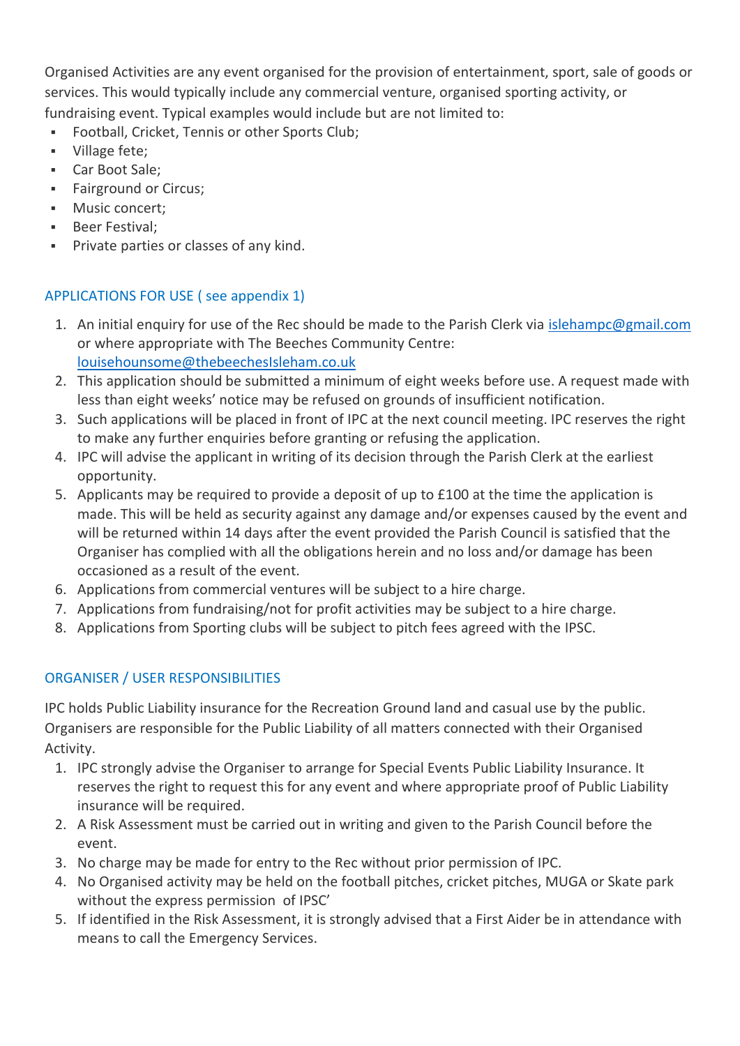Organised Activities are any event organised for the provision of entertainment, sport, sale of goods or services. This would typically include any commercial venture, organised sporting activity, or fundraising event. Typical examples would include but are not limited to:

- Football, Cricket, Tennis or other Sports Club;
- Village fete;
- Car Boot Sale;
- Fairground or Circus;
- Music concert;
- Beer Festival;
- Private parties or classes of any kind.

## APPLICATIONS FOR USE ( see appendix 1)

1. An initial enquiry for use of the Rec should be made to the Parish Clerk via islehampc@gmail.com or where appropriate with The Beeches Community Centre: louisehounsome@thebeechesIsleham.co.uk
2. This application should be submitted a minimum of eight weeks before use. A request made with less than eight weeks' notice may be refused on grounds of insufficient notification.
3. Such applications will be placed in front of IPC at the next council meeting. IPC reserves the right to make any further enquiries before granting or refusing the application.
4. IPC will advise the applicant in writing of its decision through the Parish Clerk at the earliest opportunity.
5. Applicants may be required to provide a deposit of up to £100 at the time the application is made. This will be held as security against any damage and/or expenses caused by the event and will be returned within 14 days after the event provided the Parish Council is satisfied that the Organiser has complied with all the obligations herein and no loss and/or damage has been occasioned as a result of the event.
6. Applications from commercial ventures will be subject to a hire charge.
7. Applications from fundraising/not for profit activities may be subject to a hire charge.
8. Applications from Sporting clubs will be subject to pitch fees agreed with the IPSC.

## ORGANISER / USER RESPONSIBILITIES

IPC holds Public Liability insurance for the Recreation Ground land and casual use by the public. Organisers are responsible for the Public Liability of all matters connected with their Organised Activity.

1. IPC strongly advise the Organiser to arrange for Special Events Public Liability Insurance. It reserves the right to request this for any event and where appropriate proof of Public Liability insurance will be required.
2. A Risk Assessment must be carried out in writing and given to the Parish Council before the event.
3. No charge may be made for entry to the Rec without prior permission of IPC.
4. No Organised activity may be held on the football pitches, cricket pitches, MUGA or Skate park without the express permission of IPSC'
5. If identified in the Risk Assessment, it is strongly advised that a First Aider be in attendance with means to call the Emergency Services.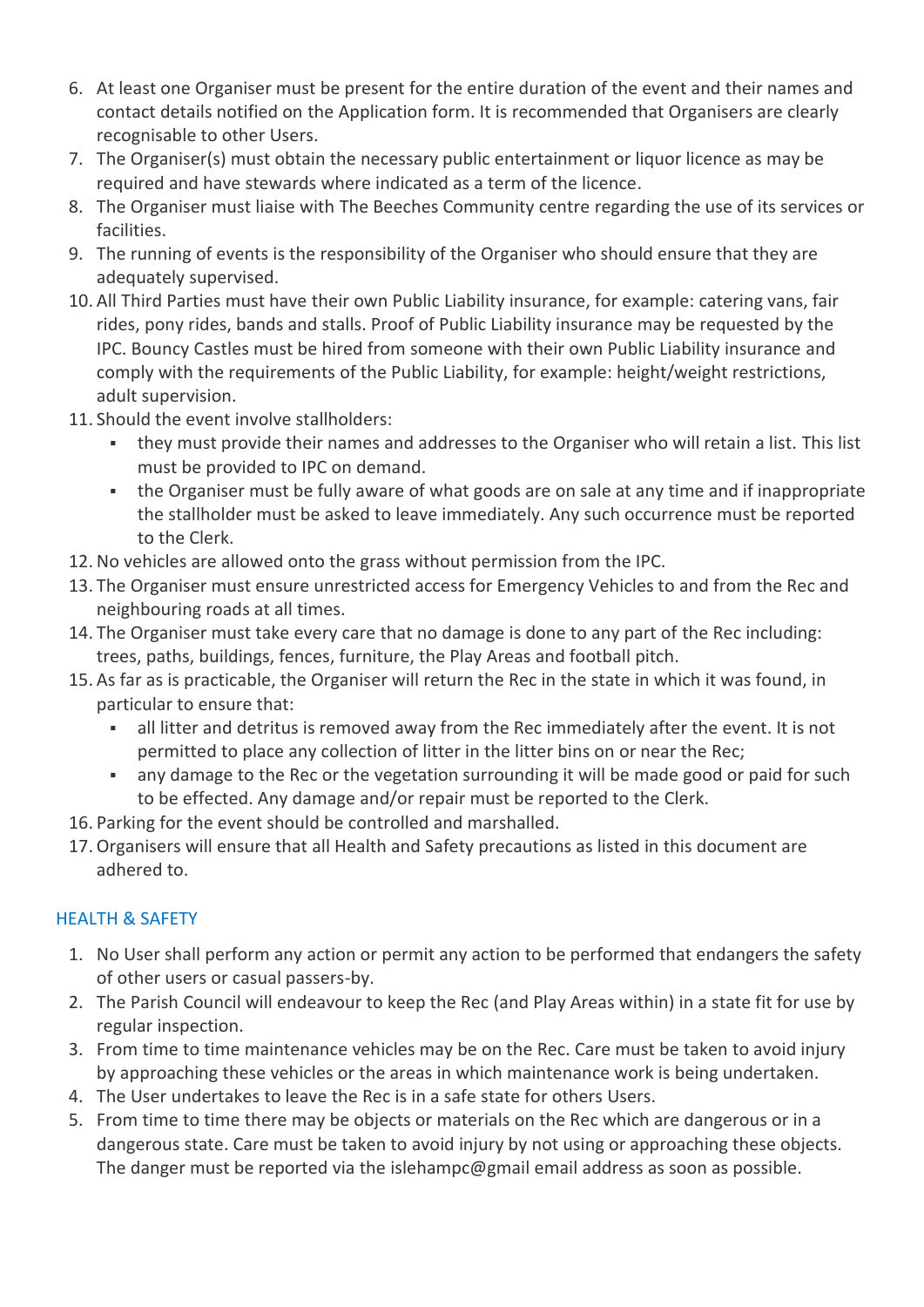6. At least one Organiser must be present for the entire duration of the event and their names and contact details notified on the Application form. It is recommended that Organisers are clearly recognisable to other Users.
7. The Organiser(s) must obtain the necessary public entertainment or liquor licence as may be required and have stewards where indicated as a term of the licence.
8. The Organiser must liaise with The Beeches Community centre regarding the use of its services or facilities.
9. The running of events is the responsibility of the Organiser who should ensure that they are adequately supervised.
10. All Third Parties must have their own Public Liability insurance, for example: catering vans, fair rides, pony rides, bands and stalls. Proof of Public Liability insurance may be requested by the IPC. Bouncy Castles must be hired from someone with their own Public Liability insurance and comply with the requirements of the Public Liability, for example: height/weight restrictions, adult supervision.
11. Should the event involve stallholders:
    - they must provide their names and addresses to the Organiser who will retain a list. This list must be provided to IPC on demand.
    - the Organiser must be fully aware of what goods are on sale at any time and if inappropriate the stallholder must be asked to leave immediately. Any such occurrence must be reported to the Clerk.
12. No vehicles are allowed onto the grass without permission from the IPC.
13. The Organiser must ensure unrestricted access for Emergency Vehicles to and from the Rec and neighbouring roads at all times.
14. The Organiser must take every care that no damage is done to any part of the Rec including: trees, paths, buildings, fences, furniture, the Play Areas and football pitch.
15. As far as is practicable, the Organiser will return the Rec in the state in which it was found, in particular to ensure that:
    - all litter and detritus is removed away from the Rec immediately after the event. It is not permitted to place any collection of litter in the litter bins on or near the Rec;
    - any damage to the Rec or the vegetation surrounding it will be made good or paid for such to be effected. Any damage and/or repair must be reported to the Clerk.
16. Parking for the event should be controlled and marshalled.
17. Organisers will ensure that all Health and Safety precautions as listed in this document are adhered to.

## HEALTH & SAFETY

1. No User shall perform any action or permit any action to be performed that endangers the safety of other users or casual passers-by.
2. The Parish Council will endeavour to keep the Rec (and Play Areas within) in a state fit for use by regular inspection.
3. From time to time maintenance vehicles may be on the Rec. Care must be taken to avoid injury by approaching these vehicles or the areas in which maintenance work is being undertaken.
4. The User undertakes to leave the Rec is in a safe state for others Users.
5. From time to time there may be objects or materials on the Rec which are dangerous or in a dangerous state. Care must be taken to avoid injury by not using or approaching these objects. The danger must be reported via the islehampc@gmail email address as soon as possible.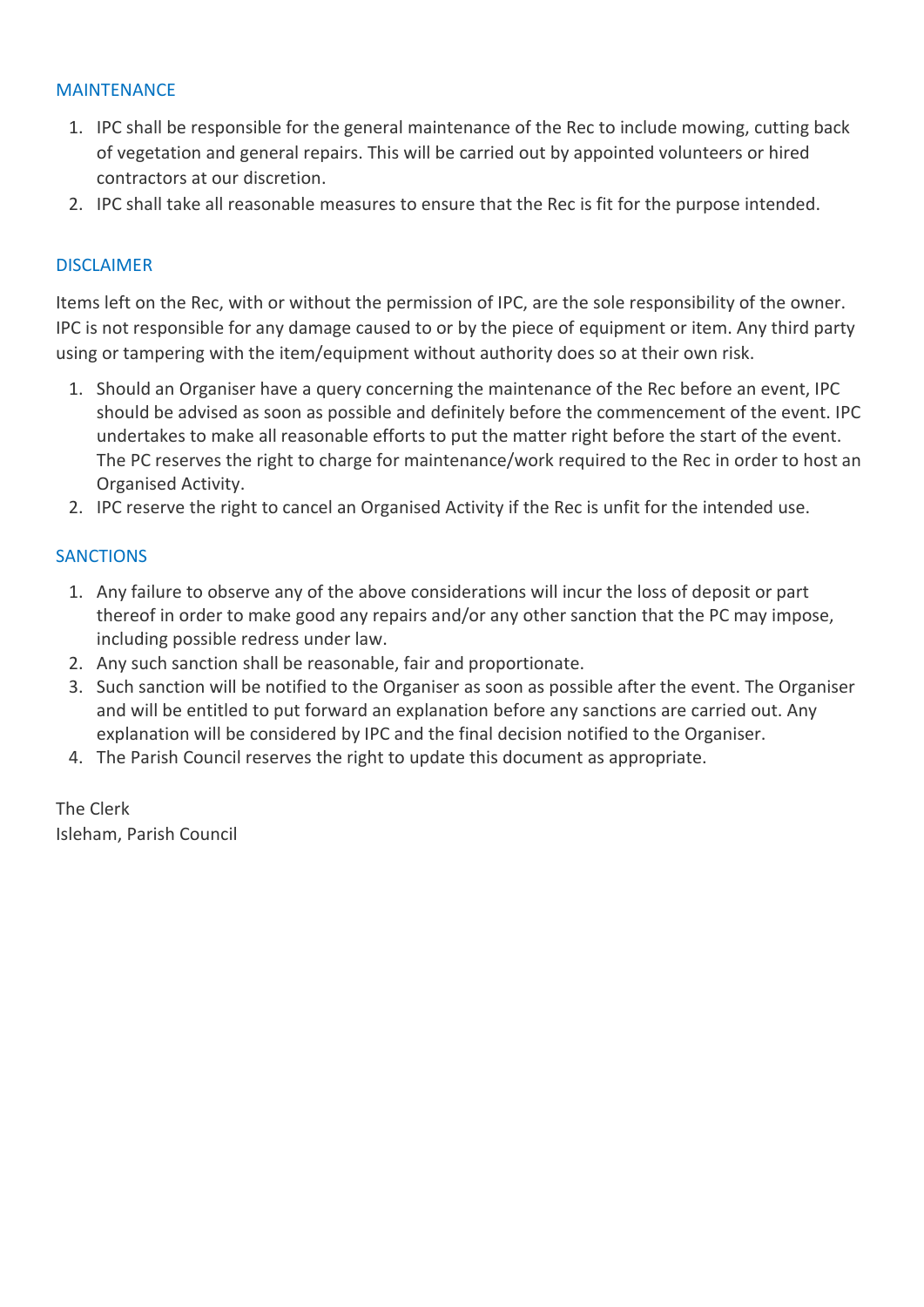## MAINTENANCE

1. IPC shall be responsible for the general maintenance of the Rec to include mowing, cutting back of vegetation and general repairs. This will be carried out by appointed volunteers or hired contractors at our discretion.
2. IPC shall take all reasonable measures to ensure that the Rec is fit for the purpose intended.

## DISCLAIMER

Items left on the Rec, with or without the permission of IPC, are the sole responsibility of the owner. IPC is not responsible for any damage caused to or by the piece of equipment or item. Any third party using or tampering with the item/equipment without authority does so at their own risk.

1. Should an Organiser have a query concerning the maintenance of the Rec before an event, IPC should be advised as soon as possible and definitely before the commencement of the event. IPC undertakes to make all reasonable efforts to put the matter right before the start of the event. The PC reserves the right to charge for maintenance/work required to the Rec in order to host an Organised Activity.
2. IPC reserve the right to cancel an Organised Activity if the Rec is unfit for the intended use.

## SANCTIONS

1. Any failure to observe any of the above considerations will incur the loss of deposit or part thereof in order to make good any repairs and/or any other sanction that the PC may impose, including possible redress under law.
2. Any such sanction shall be reasonable, fair and proportionate.
3. Such sanction will be notified to the Organiser as soon as possible after the event. The Organiser and will be entitled to put forward an explanation before any sanctions are carried out. Any explanation will be considered by IPC and the final decision notified to the Organiser.
4. The Parish Council reserves the right to update this document as appropriate.

The Clerk
Isleham, Parish Council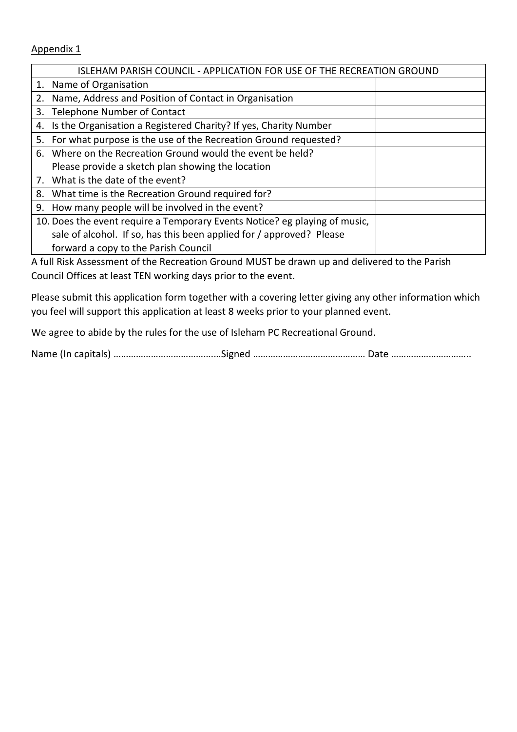Appendix 1

| ISLEHAM PARISH COUNCIL - APPLICATION FOR USE OF THE RECREATION GROUND | |
|---|---|
| 1. Name of Organisation | |
| 2. Name, Address and Position of Contact in Organisation | |
| 3. Telephone Number of Contact | |
| 4. Is the Organisation a Registered Charity? If yes, Charity Number | |
| 5. For what purpose is the use of the Recreation Ground requested? | |
| 6. Where on the Recreation Ground would the event be held? Please provide a sketch plan showing the location | |
| 7. What is the date of the event? | |
| 8. What time is the Recreation Ground required for? | |
| 9. How many people will be involved in the event? | |
| 10. Does the event require a Temporary Events Notice? eg playing of music, sale of alcohol. If so, has this been applied for / approved? Please forward a copy to the Parish Council | |

A full Risk Assessment of the Recreation Ground MUST be drawn up and delivered to the Parish Council Offices at least TEN working days prior to the event.

Please submit this application form together with a covering letter giving any other information which you feel will support this application at least 8 weeks prior to your planned event.

We agree to abide by the rules for the use of Isleham PC Recreational Ground.

Name (In capitals) ……………………………………Signed …………………………………… Date …………………………..